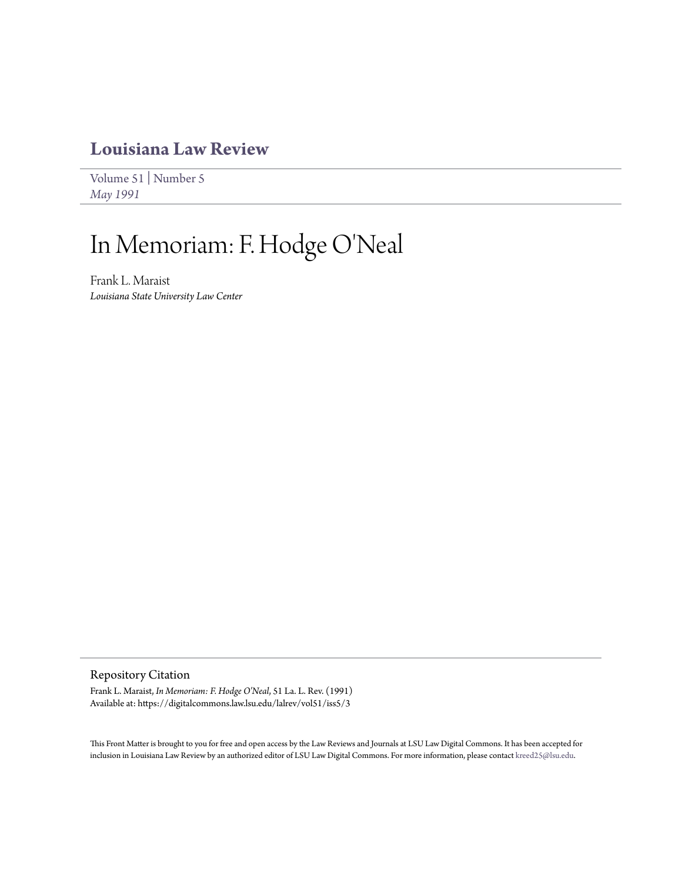# Louisiana Law Review

Volume 51 | Number 5
*May 1991*

# In Memoriam: F. Hodge O'Neal

Frank L. Maraist
*Louisiana State University Law Center*

## Repository Citation

Frank L. Maraist, *In Memoriam: F. Hodge O'Neal*, 51 La. L. Rev. (1991)
Available at: https://digitalcommons.law.lsu.edu/lalrev/vol51/iss5/3

This Front Matter is brought to you for free and open access by the Law Reviews and Journals at LSU Law Digital Commons. It has been accepted for inclusion in Louisiana Law Review by an authorized editor of LSU Law Digital Commons. For more information, please contact kreed25@lsu.edu.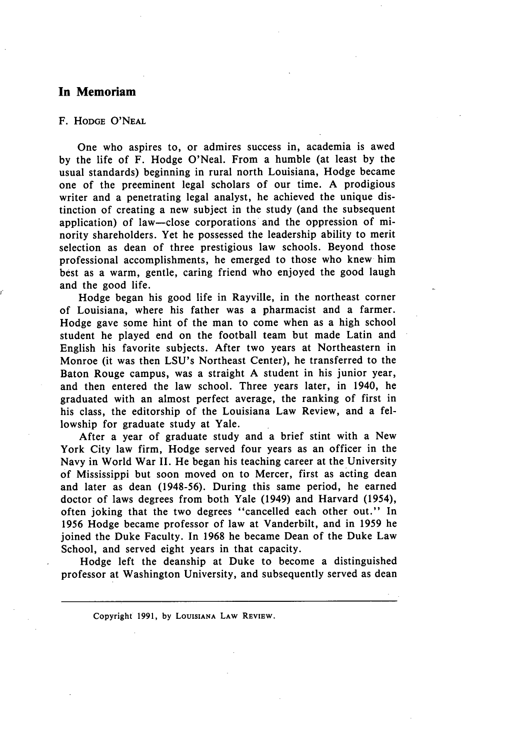## In Memoriam

F. HODGE O'NEAL

One who aspires to, or admires success in, academia is awed by the life of F. Hodge O'Neal. From a humble (at least by the usual standards) beginning in rural north Louisiana, Hodge became one of the preeminent legal scholars of our time. A prodigious writer and a penetrating legal analyst, he achieved the unique distinction of creating a new subject in the study (and the subsequent application) of law—close corporations and the oppression of minority shareholders. Yet he possessed the leadership ability to merit selection as dean of three prestigious law schools. Beyond those professional accomplishments, he emerged to those who knew him best as a warm, gentle, caring friend who enjoyed the good laugh and the good life.

Hodge began his good life in Rayville, in the northeast corner of Louisiana, where his father was a pharmacist and a farmer. Hodge gave some hint of the man to come when as a high school student he played end on the football team but made Latin and English his favorite subjects. After two years at Northeastern in Monroe (it was then LSU's Northeast Center), he transferred to the Baton Rouge campus, was a straight A student in his junior year, and then entered the law school. Three years later, in 1940, he graduated with an almost perfect average, the ranking of first in his class, the editorship of the Louisiana Law Review, and a fellowship for graduate study at Yale.

After a year of graduate study and a brief stint with a New York City law firm, Hodge served four years as an officer in the Navy in World War II. He began his teaching career at the University of Mississippi but soon moved on to Mercer, first as acting dean and later as dean (1948-56). During this same period, he earned doctor of laws degrees from both Yale (1949) and Harvard (1954), often joking that the two degrees "cancelled each other out." In 1956 Hodge became professor of law at Vanderbilt, and in 1959 he joined the Duke Faculty. In 1968 he became Dean of the Duke Law School, and served eight years in that capacity.

Hodge left the deanship at Duke to become a distinguished professor at Washington University, and subsequently served as dean

Copyright 1991, by LOUISIANA LAW REVIEW.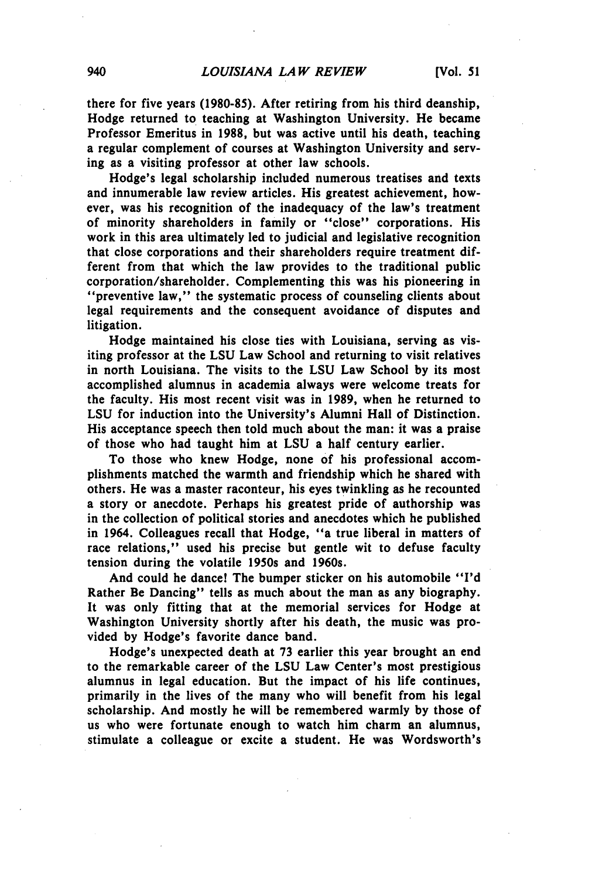there for five years (1980-85). After retiring from his third deanship, Hodge returned to teaching at Washington University. He became Professor Emeritus in 1988, but was active until his death, teaching a regular complement of courses at Washington University and serving as a visiting professor at other law schools.

Hodge's legal scholarship included numerous treatises and texts and innumerable law review articles. His greatest achievement, however, was his recognition of the inadequacy of the law's treatment of minority shareholders in family or "close" corporations. His work in this area ultimately led to judicial and legislative recognition that close corporations and their shareholders require treatment different from that which the law provides to the traditional public corporation/shareholder. Complementing this was his pioneering in "preventive law," the systematic process of counseling clients about legal requirements and the consequent avoidance of disputes and litigation.

Hodge maintained his close ties with Louisiana, serving as visiting professor at the LSU Law School and returning to visit relatives in north Louisiana. The visits to the LSU Law School by its most accomplished alumnus in academia always were welcome treats for the faculty. His most recent visit was in 1989, when he returned to LSU for induction into the University's Alumni Hall of Distinction. His acceptance speech then told much about the man: it was a praise of those who had taught him at LSU a half century earlier.

To those who knew Hodge, none of his professional accomplishments matched the warmth and friendship which he shared with others. He was a master raconteur, his eyes twinkling as he recounted a story or anecdote. Perhaps his greatest pride of authorship was in the collection of political stories and anecdotes which he published in 1964. Colleagues recall that Hodge, "a true liberal in matters of race relations," used his precise but gentle wit to defuse faculty tension during the volatile 1950s and 1960s.

And could he dance! The bumper sticker on his automobile "I'd Rather Be Dancing" tells as much about the man as any biography. It was only fitting that at the memorial services for Hodge at Washington University shortly after his death, the music was provided by Hodge's favorite dance band.

Hodge's unexpected death at 73 earlier this year brought an end to the remarkable career of the LSU Law Center's most prestigious alumnus in legal education. But the impact of his life continues, primarily in the lives of the many who will benefit from his legal scholarship. And mostly he will be remembered warmly by those of us who were fortunate enough to watch him charm an alumnus, stimulate a colleague or excite a student. He was Wordsworth's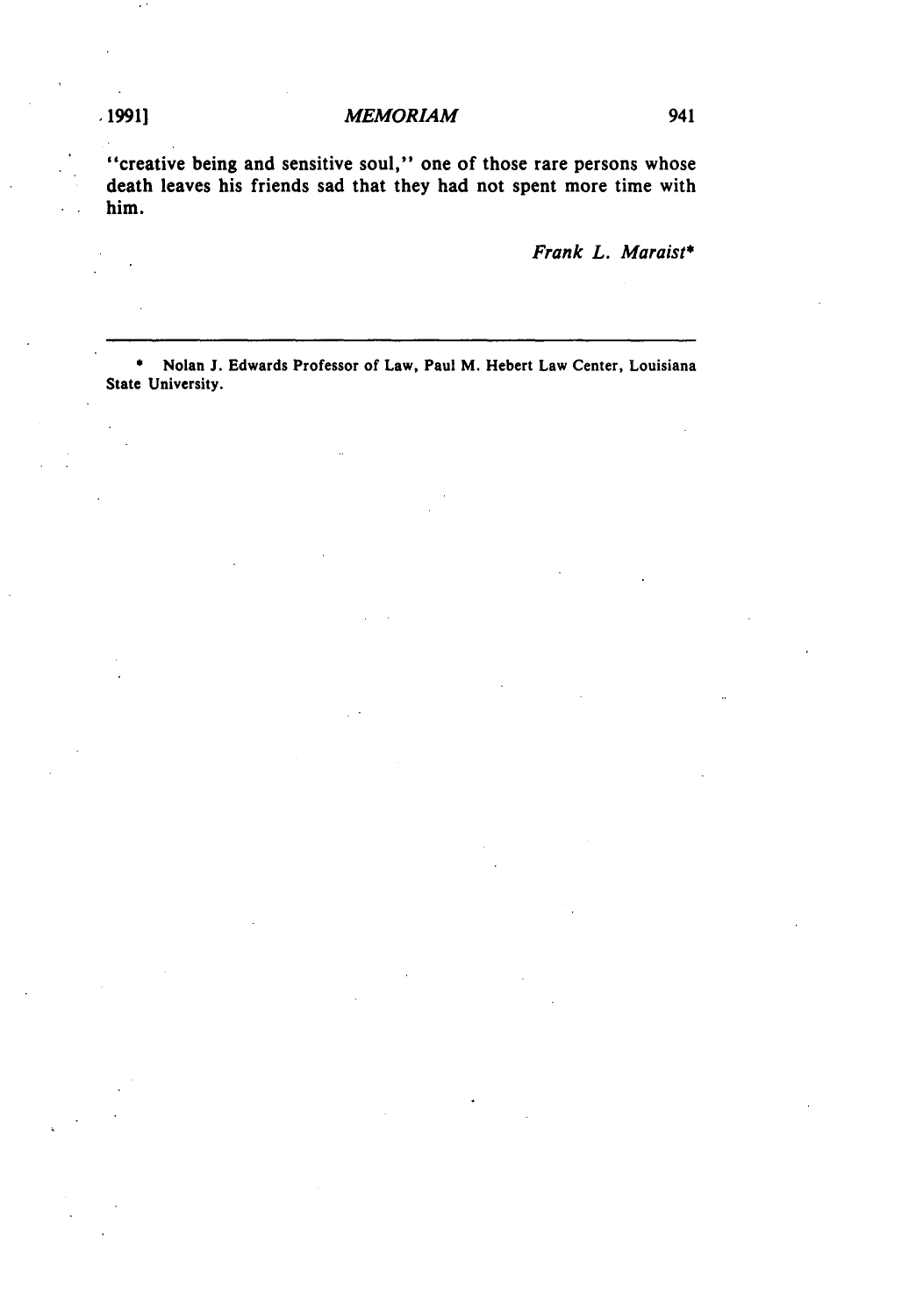"creative being and sensitive soul," one of those rare persons whose death leaves his friends sad that they had not spent more time with him.

*Frank L. Maraist**

---

\* Nolan J. Edwards Professor of Law, Paul M. Hebert Law Center, Louisiana State University.